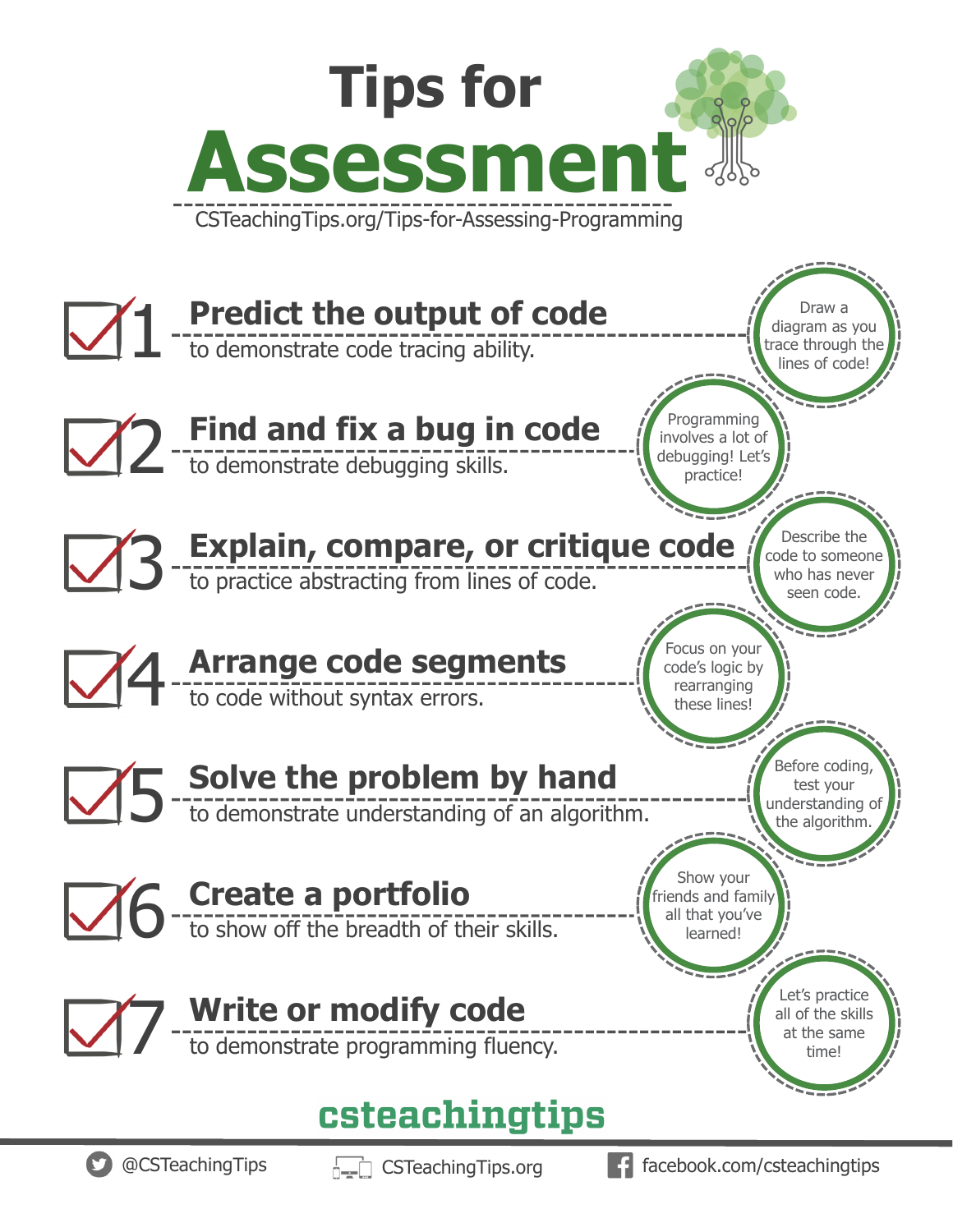# Tips for Assessment

CSTeachingTips.org/Tips-for-Assessing-Programming

## 1 Predict the output of code

to demonstrate code tracing ability.

Draw a diagram as you trace through the lines of code!

## 2 Find and fix a bug in code

to demonstrate debugging skills.

Programming involves a lot of debugging! Let's practice!

## 3 Explain, compare, or critique code

to practice abstracting from lines of code.

Describe the code to someone who has never seen code.

## 4 Arrange code segments

to code without syntax errors.

Focus on your code's logic by rearranging these lines!

## 5 Solve the problem by hand

to demonstrate understanding of an algorithm.

Before coding, test your understanding of the algorithm.

## 6 Create a portfolio

to show off the breadth of their skills.

Show your friends and family all that you've learned!

## 7 Write or modify code

to demonstrate programming fluency.

Let's practice all of the skills at the same time!

**csteachingtips**

@CSTeachingTips | CSTeachingTips.org | facebook.com/csteachingtips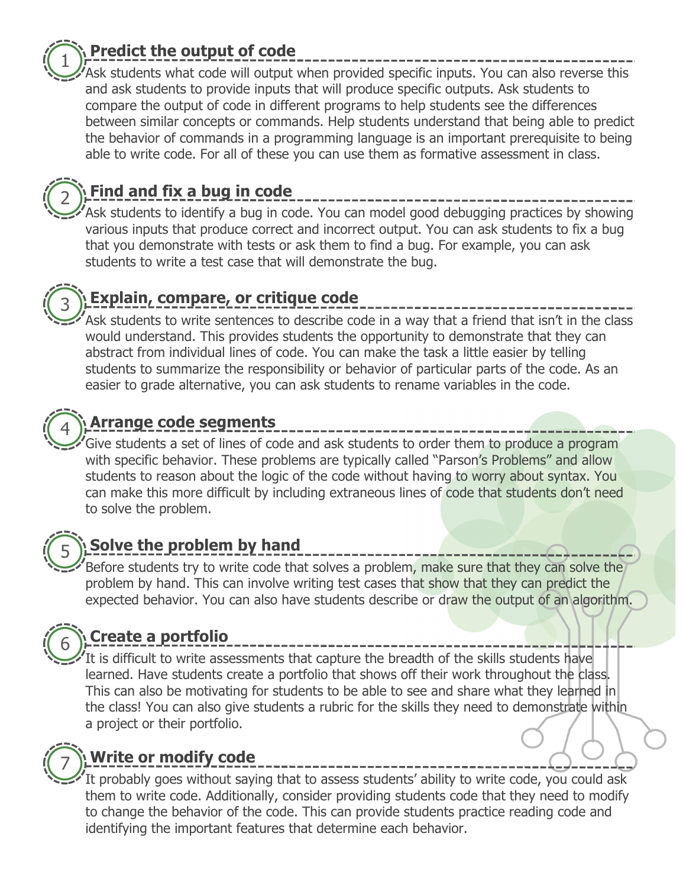## 1 Predict the output of code

Ask students what code will output when provided specific inputs. You can also reverse this and ask students to provide inputs that will produce specific outputs. Ask students to compare the output of code in different programs to help students see the differences between similar concepts or commands. Help students understand that being able to predict the behavior of commands in a programming language is an important prerequisite to being able to write code. For all of these you can use them as formative assessment in class.

## 2 Find and fix a bug in code

Ask students to identify a bug in code. You can model good debugging practices by showing various inputs that produce correct and incorrect output. You can ask students to fix a bug that you demonstrate with tests or ask them to find a bug. For example, you can ask students to write a test case that will demonstrate the bug.

## 3 Explain, compare, or critique code

Ask students to write sentences to describe code in a way that a friend that isn't in the class would understand. This provides students the opportunity to demonstrate that they can abstract from individual lines of code. You can make the task a little easier by telling students to summarize the responsibility or behavior of particular parts of the code. As an easier to grade alternative, you can ask students to rename variables in the code.

## 4 Arrange code segments

Give students a set of lines of code and ask students to order them to produce a program with specific behavior. These problems are typically called "Parson's Problems" and allow students to reason about the logic of the code without having to worry about syntax. You can make this more difficult by including extraneous lines of code that students don't need to solve the problem.

## 5 Solve the problem by hand

Before students try to write code that solves a problem, make sure that they can solve the problem by hand. This can involve writing test cases that show that they can predict the expected behavior. You can also have students describe or draw the output of an algorithm.

## 6 Create a portfolio

It is difficult to write assessments that capture the breadth of the skills students have learned. Have students create a portfolio that shows off their work throughout the class. This can also be motivating for students to be able to see and share what they learned in the class! You can also give students a rubric for the skills they need to demonstrate within a project or their portfolio.

## 7 Write or modify code

It probably goes without saying that to assess students' ability to write code, you could ask them to write code. Additionally, consider providing students code that they need to modify to change the behavior of the code. This can provide students practice reading code and identifying the important features that determine each behavior.